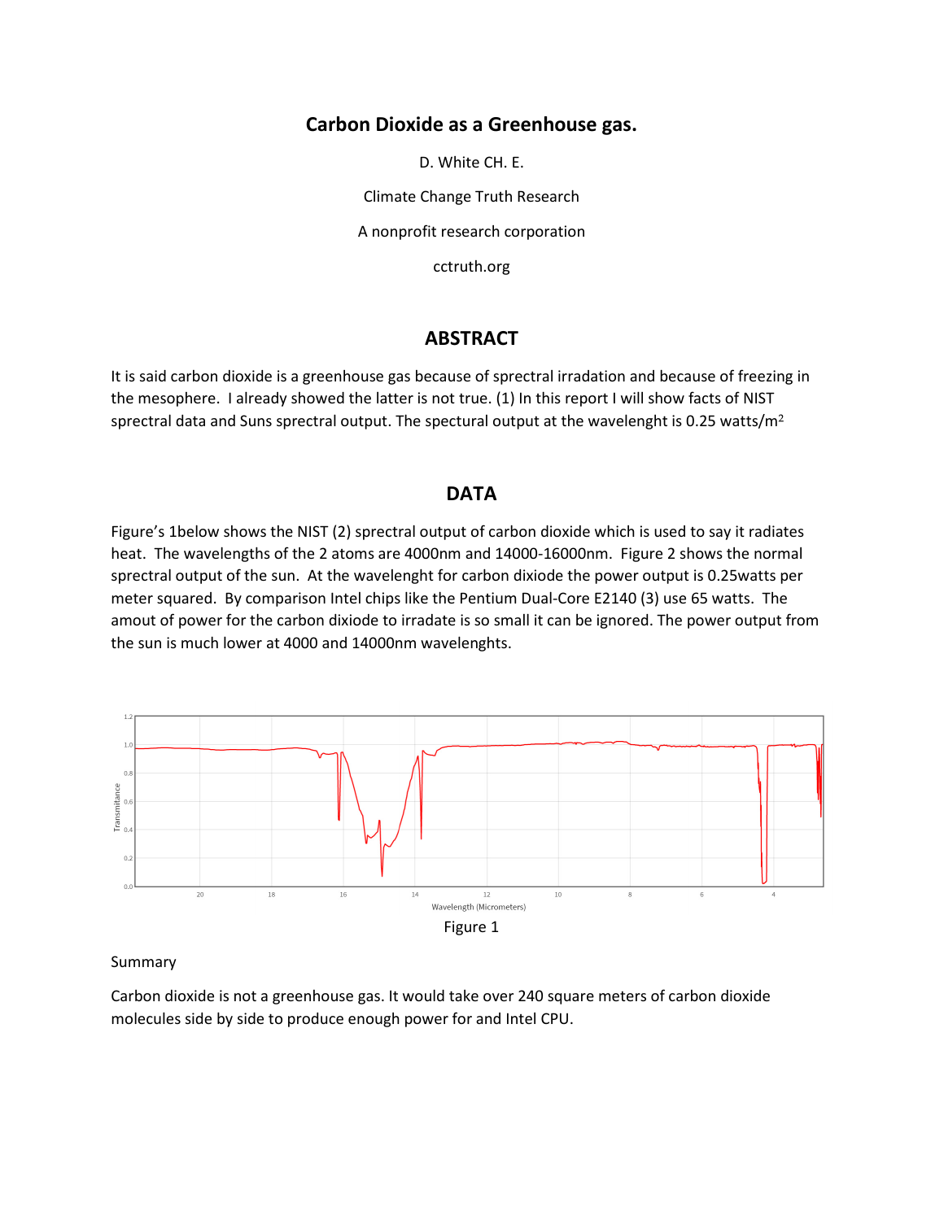# Carbon Dioxide as a Greenhouse gas.

D. White CH. E.

Climate Change Truth Research

A nonprofit research corporation

cctruth.org

## ABSTRACT

It is said carbon dioxide is a greenhouse gas because of sprectral irradation and because of freezing in the mesophere. I already showed the latter is not true. (1) In this report I will show facts of NIST sprectral data and Suns sprectral output. The spectural output at the wavelenght is 0.25 watts/m$^2$

## DATA

Figure's 1below shows the NIST (2) sprectral output of carbon dioxide which is used to say it radiates heat. The wavelengths of the 2 atoms are 4000nm and 14000-16000nm. Figure 2 shows the normal sprectral output of the sun. At the wavelenght for carbon dixiode the power output is 0.25watts per meter squared. By comparison Intel chips like the Pentium Dual-Core E2140 (3) use 65 watts. The amout of power for the carbon dixiode to irradate is so small it can be ignored. The power output from the sun is much lower at 4000 and 14000nm wavelenghts.

Figure 1

Summary

Carbon dioxide is not a greenhouse gas. It would take over 240 square meters of carbon dioxide molecules side by side to produce enough power for and Intel CPU.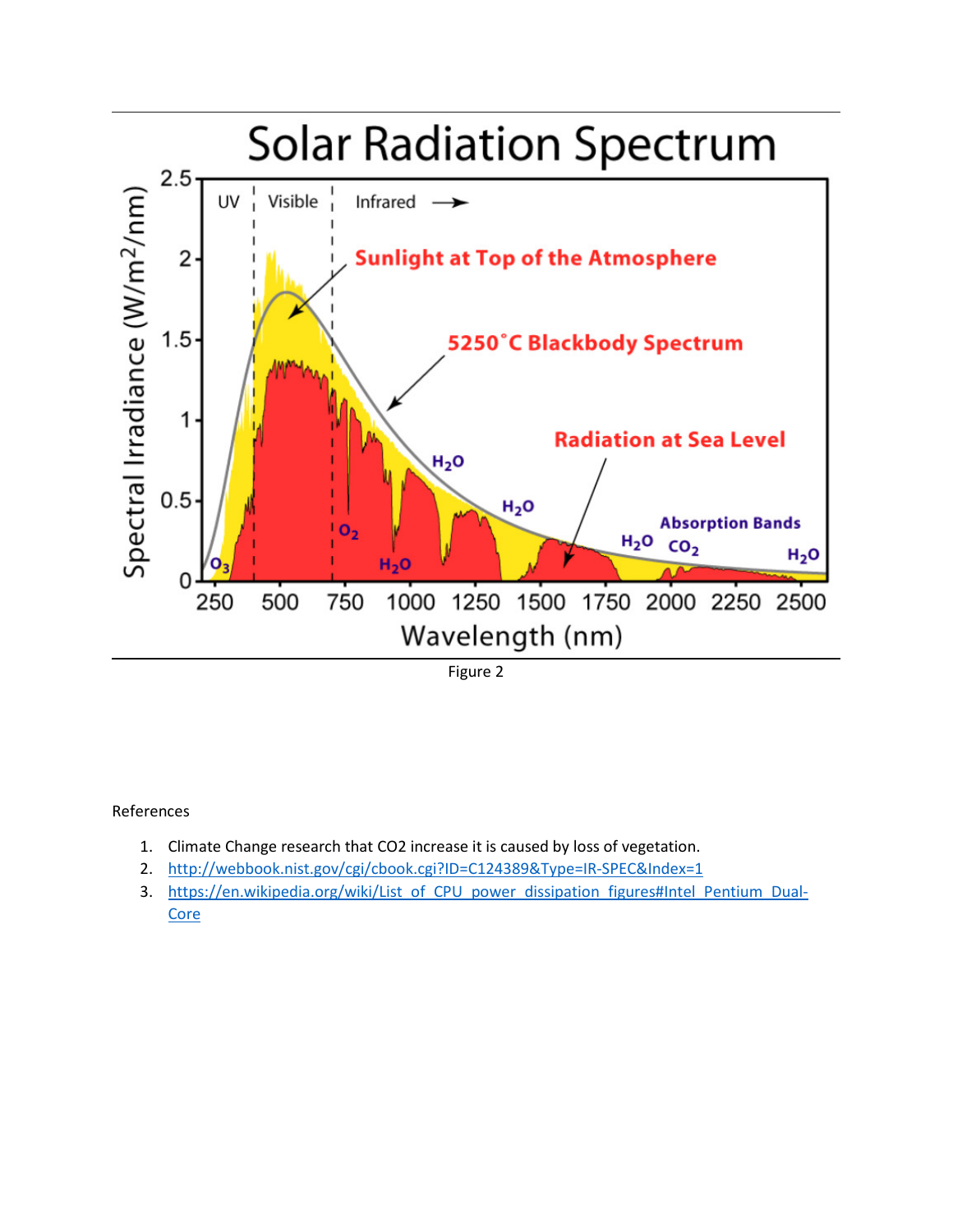Solar Radiation Spectrum

Spectral Irradiance ($W/m^2/nm$)

2.5
2
1.5
1
0.5
0

UV | Visible | Infrared →

Sunlight at Top of the Atmosphere

5250˚C Blackbody Spectrum

Radiation at Sea Level

$H_2O$

$H_2O$

Absorption Bands

$H_2O$ $CO_2$ $H_2O$

$O_2$

$O_3$

$H_2O$

250 500 750 1000 1250 1500 1750 2000 2250 2500

Wavelength (nm)

Figure 2

References

1. Climate Change research that CO2 increase it is caused by loss of vegetation.
2. http://webbook.nist.gov/cgi/cbook.cgi?ID=C124389&Type=IR-SPEC&Index=1
3. https://en.wikipedia.org/wiki/List_of_CPU_power_dissipation_figures#Intel_Pentium_Dual-Core